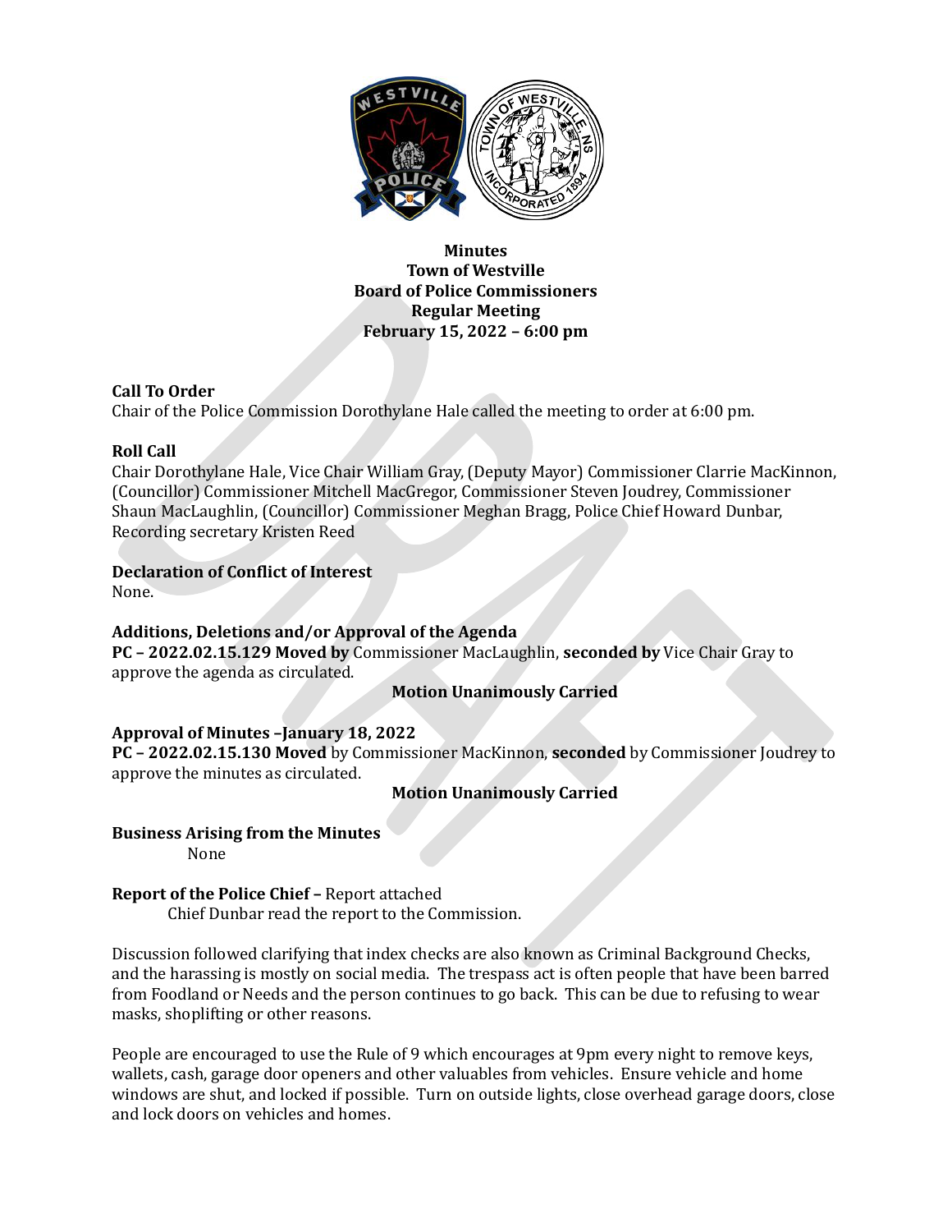**Minutes**
**Town of Westville**
**Board of Police Commissioners**
**Regular Meeting**
**February 15, 2022 – 6:00 pm**

**Call To Order**
Chair of the Police Commission Dorothylane Hale called the meeting to order at 6:00 pm.

**Roll Call**
Chair Dorothylane Hale, Vice Chair William Gray, (Deputy Mayor) Commissioner Clarrie MacKinnon, (Councillor) Commissioner Mitchell MacGregor, Commissioner Steven Joudrey, Commissioner Shaun MacLaughlin, (Councillor) Commissioner Meghan Bragg, Police Chief Howard Dunbar, Recording secretary Kristen Reed

**Declaration of Conflict of Interest**
None.

**Additions, Deletions and/or Approval of the Agenda**
**PC – 2022.02.15.129 Moved by** Commissioner MacLaughlin, **seconded by** Vice Chair Gray to approve the agenda as circulated.

**Motion Unanimously Carried**

**Approval of Minutes –January 18, 2022**
**PC – 2022.02.15.130 Moved** by Commissioner MacKinnon, **seconded** by Commissioner Joudrey to approve the minutes as circulated.

**Motion Unanimously Carried**

**Business Arising from the Minutes**
None

**Report of the Police Chief –** Report attached
Chief Dunbar read the report to the Commission.

Discussion followed clarifying that index checks are also known as Criminal Background Checks, and the harassing is mostly on social media. The trespass act is often people that have been barred from Foodland or Needs and the person continues to go back. This can be due to refusing to wear masks, shoplifting or other reasons.

People are encouraged to use the Rule of 9 which encourages at 9pm every night to remove keys, wallets, cash, garage door openers and other valuables from vehicles. Ensure vehicle and home windows are shut, and locked if possible. Turn on outside lights, close overhead garage doors, close and lock doors on vehicles and homes.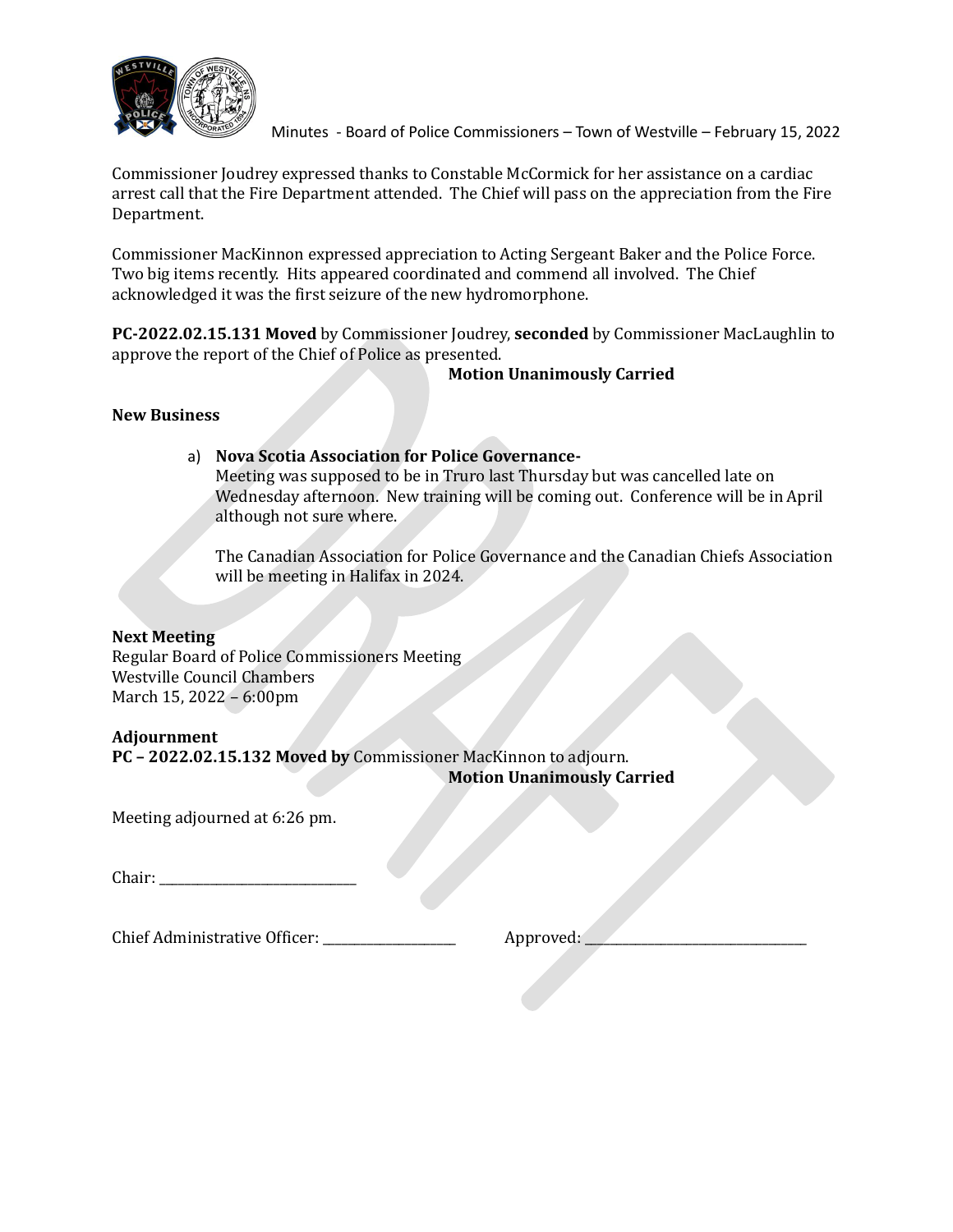Commissioner Joudrey expressed thanks to Constable McCormick for her assistance on a cardiac arrest call that the Fire Department attended. The Chief will pass on the appreciation from the Fire Department.

Commissioner MacKinnon expressed appreciation to Acting Sergeant Baker and the Police Force. Two big items recently. Hits appeared coordinated and commend all involved. The Chief acknowledged it was the first seizure of the new hydromorphone.

**PC-2022.02.15.131 Moved** by Commissioner Joudrey, **seconded** by Commissioner MacLaughlin to approve the report of the Chief of Police as presented.

**Motion Unanimously Carried**

**New Business**

a) **Nova Scotia Association for Police Governance-**
Meeting was supposed to be in Truro last Thursday but was cancelled late on Wednesday afternoon. New training will be coming out. Conference will be in April although not sure where.

The Canadian Association for Police Governance and the Canadian Chiefs Association will be meeting in Halifax in 2024.

**Next Meeting**
Regular Board of Police Commissioners Meeting
Westville Council Chambers
March 15, 2022 – 6:00pm

**Adjournment**
**PC – 2022.02.15.132 Moved by** Commissioner MacKinnon to adjourn.

**Motion Unanimously Carried**

Meeting adjourned at 6:26 pm.

Chair: ______________________________

Chief Administrative Officer: ____________________ Approved: _________________________________